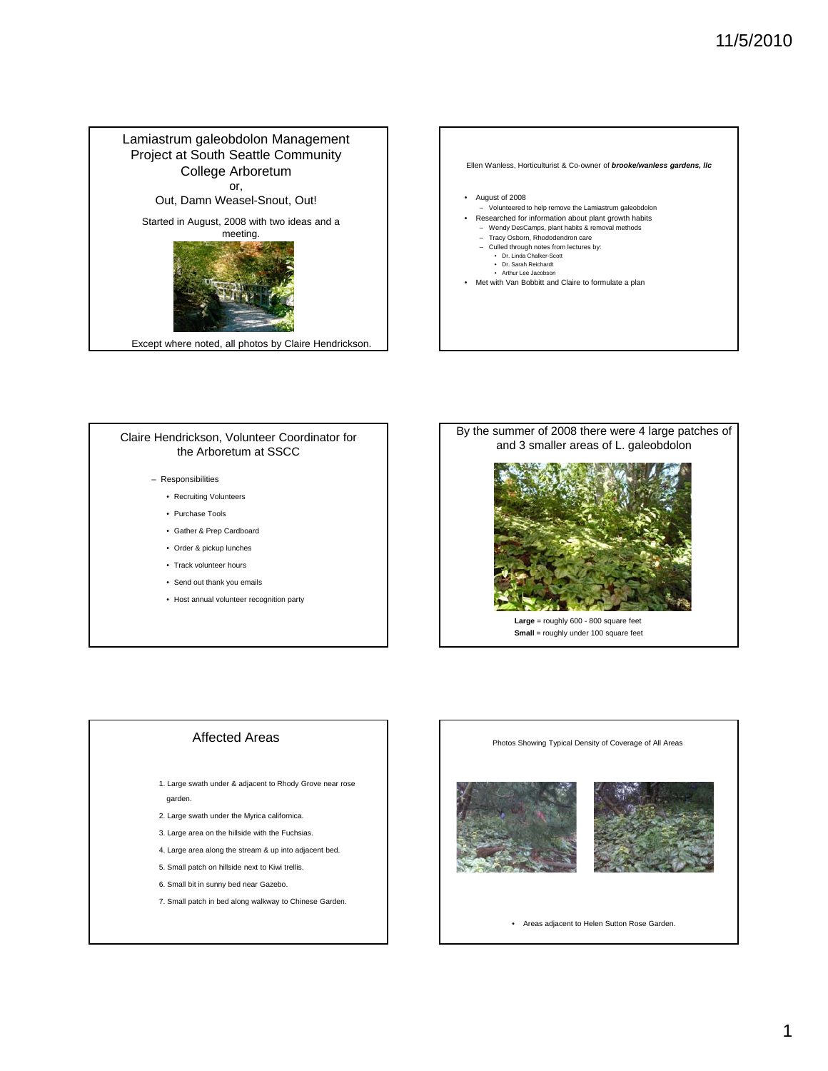## Lamiastrum galeobdolon Management Project at South Seattle Community College Arboretum

or,

Out, Damn Weasel-Snout, Out!

Started in August, 2008 with two ideas and a meeting.

Except where noted, all photos by Claire Hendrickson.

---

Ellen Wanless, Horticulturist & Co-owner of ***brooke/wanless gardens, llc***

- August of 2008
  - Volunteered to help remove the Lamiastrum galeobdolon
- Researched for information about plant growth habits
  - Wendy DesCamps, plant habits & removal methods
  - Tracy Osborn, Rhododendron care
  - Culled through notes from lectures by:
    - Dr. Linda Chalker-Scott
    - Dr. Sarah Reichardt
    - Arthur Lee Jacobson
- Met with Van Bobbitt and Claire to formulate a plan

---

## Claire Hendrickson, Volunteer Coordinator for the Arboretum at SSCC

- Responsibilities
  - Recruiting Volunteers
  - Purchase Tools
  - Gather & Prep Cardboard
  - Order & pickup lunches
  - Track volunteer hours
  - Send out thank you emails
  - Host annual volunteer recognition party

---

## By the summer of 2008 there were 4 large patches of and 3 smaller areas of L. galeobdolon

**Large** = roughly 600 - 800 square feet

**Small** = roughly under 100 square feet

---

## Affected Areas

1. Large swath under & adjacent to Rhody Grove near rose garden.
2. Large swath under the Myrica californica.
3. Large area on the hillside with the Fuchsias.
4. Large area along the stream & up into adjacent bed.
5. Small patch on hillside next to Kiwi trellis.
6. Small bit in sunny bed near Gazebo.
7. Small patch in bed along walkway to Chinese Garden.

---

Photos Showing Typical Density of Coverage of All Areas

- Areas adjacent to Helen Sutton Rose Garden.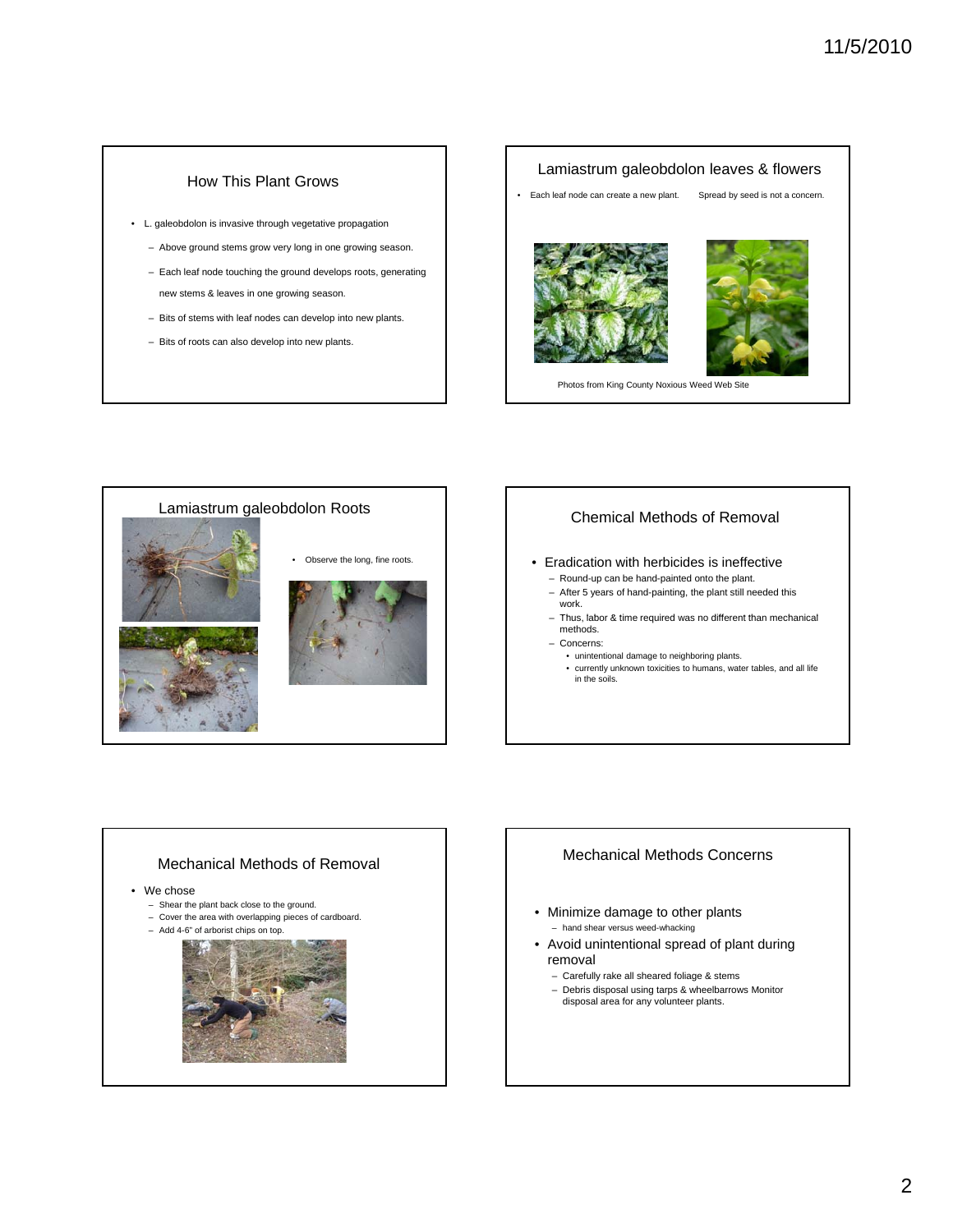## How This Plant Grows

- L. galeobdolon is invasive through vegetative propagation
  - Above ground stems grow very long in one growing season.
  - Each leaf node touching the ground develops roots, generating new stems & leaves in one growing season.
  - Bits of stems with leaf nodes can develop into new plants.
  - Bits of roots can also develop into new plants.

## Lamiastrum galeobdolon leaves & flowers

- Each leaf node can create a new plant. Spread by seed is not a concern.

Photos from King County Noxious Weed Web Site

## Lamiastrum galeobdolon Roots

- Observe the long, fine roots.

## Chemical Methods of Removal

- Eradication with herbicides is ineffective
  - Round-up can be hand-painted onto the plant.
  - After 5 years of hand-painting, the plant still needed this work.
  - Thus, labor & time required was no different than mechanical methods.
  - Concerns:
    - unintentional damage to neighboring plants.
    - currently unknown toxicities to humans, water tables, and all life in the soils.

## Mechanical Methods of Removal

- We chose
  - Shear the plant back close to the ground.
  - Cover the area with overlapping pieces of cardboard.
  - Add 4-6" of arborist chips on top.

## Mechanical Methods Concerns

- Minimize damage to other plants
  - hand shear versus weed-whacking
- Avoid unintentional spread of plant during removal
  - Carefully rake all sheared foliage & stems
  - Debris disposal using tarps & wheelbarrows Monitor disposal area for any volunteer plants.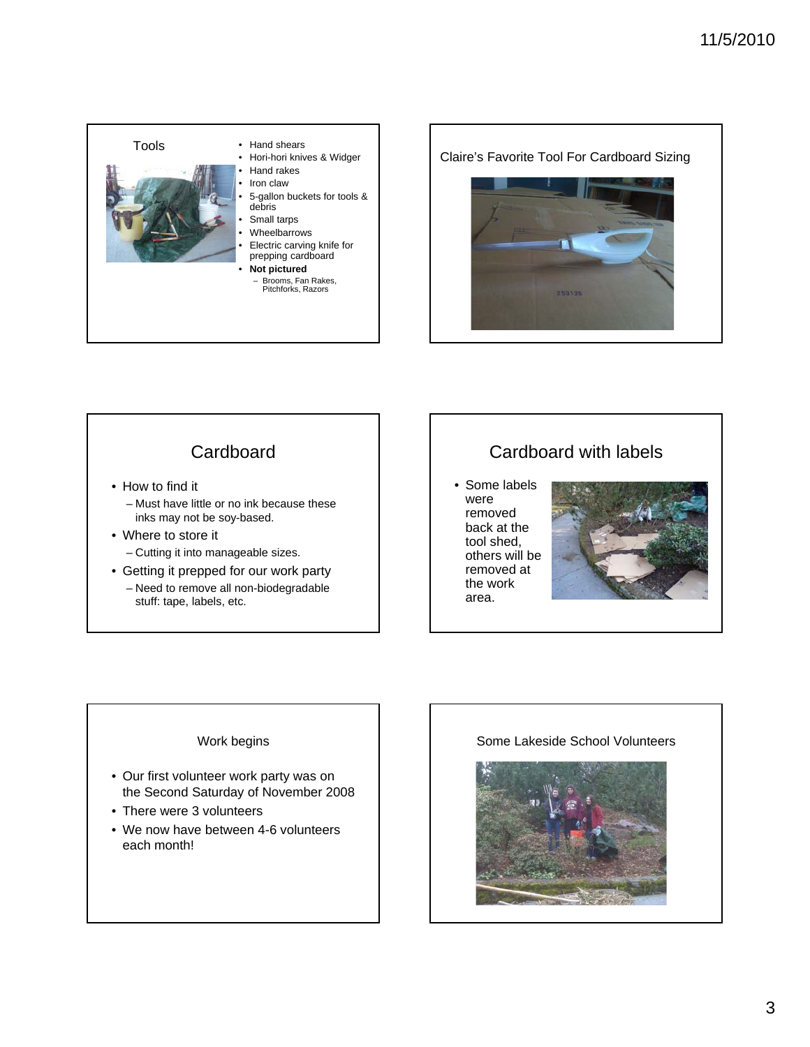## Tools

- Hand shears
- Hori-hori knives & Widger
- Hand rakes
- Iron claw
- 5-gallon buckets for tools & debris
- Small tarps
- Wheelbarrows
- Electric carving knife for prepping cardboard
- **Not pictured**
  - Brooms, Fan Rakes, Pitchforks, Razors

## Claire's Favorite Tool For Cardboard Sizing

## Cardboard

- How to find it
  - Must have little or no ink because these inks may not be soy-based.
- Where to store it
  - Cutting it into manageable sizes.
- Getting it prepped for our work party
  - Need to remove all non-biodegradable stuff: tape, labels, etc.

## Cardboard with labels

- Some labels were removed back at the tool shed, others will be removed at the work area.

## Work begins

- Our first volunteer work party was on the Second Saturday of November 2008
- There were 3 volunteers
- We now have between 4-6 volunteers each month!

## Some Lakeside School Volunteers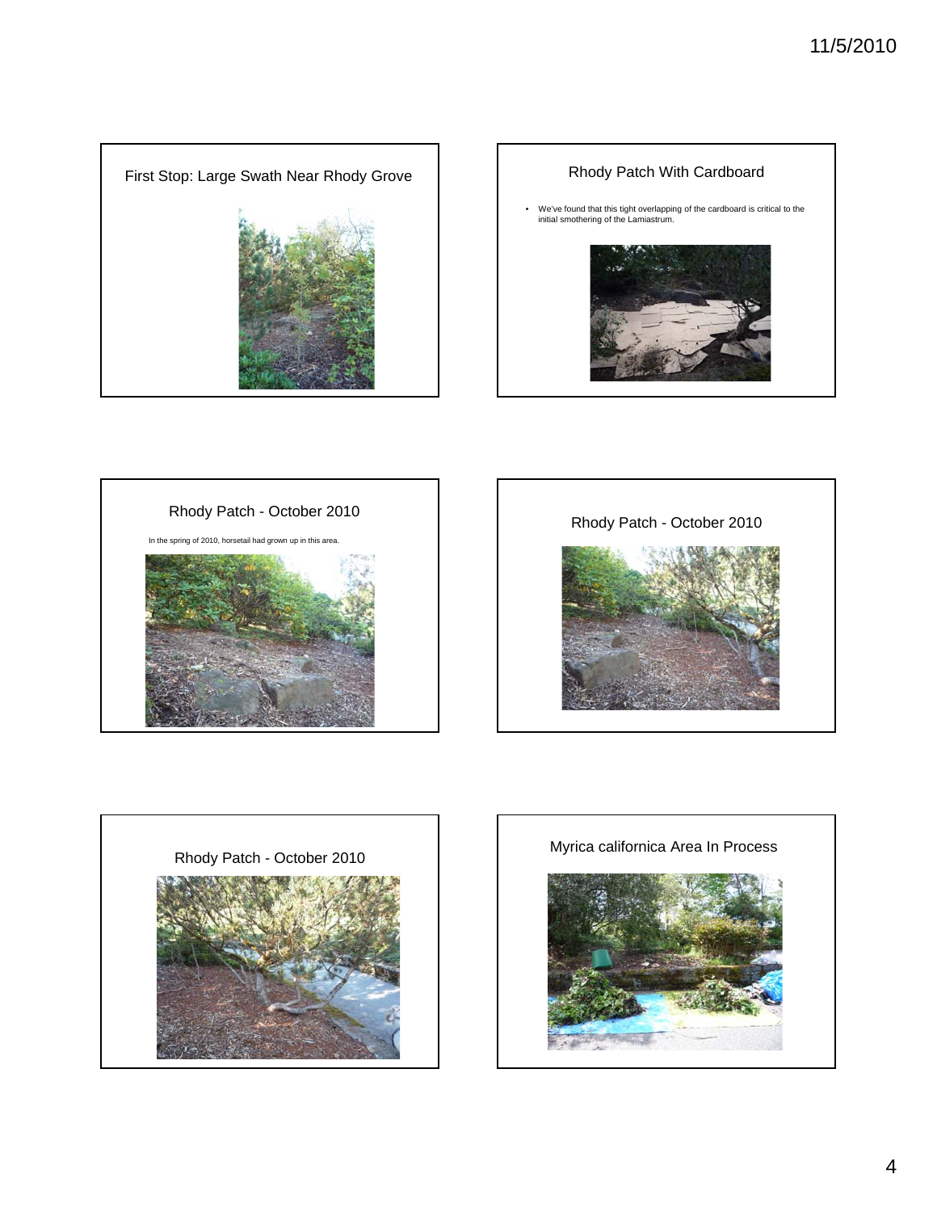## First Stop: Large Swath Near Rhody Grove

## Rhody Patch With Cardboard

- We've found that this tight overlapping of the cardboard is critical to the initial smothering of the Lamiastrum.

## Rhody Patch - October 2010

In the spring of 2010, horsetail had grown up in this area.

## Rhody Patch - October 2010

## Rhody Patch - October 2010

## Myrica californica Area In Process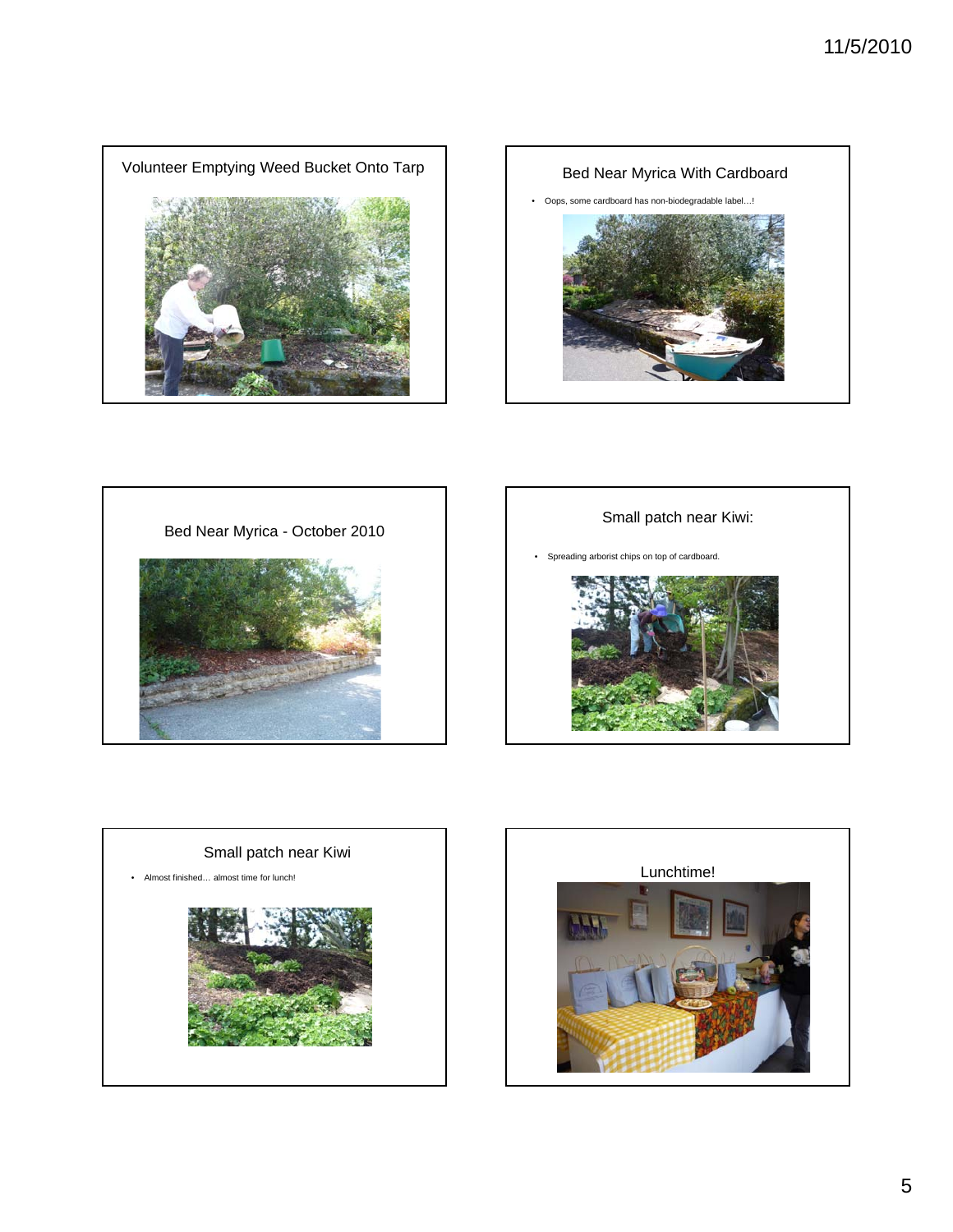## Volunteer Emptying Weed Bucket Onto Tarp

## Bed Near Myrica With Cardboard

- Oops, some cardboard has non-biodegradable label…!

## Bed Near Myrica - October 2010

## Small patch near Kiwi:

- Spreading arborist chips on top of cardboard.

## Small patch near Kiwi

- Almost finished… almost time for lunch!

## Lunchtime!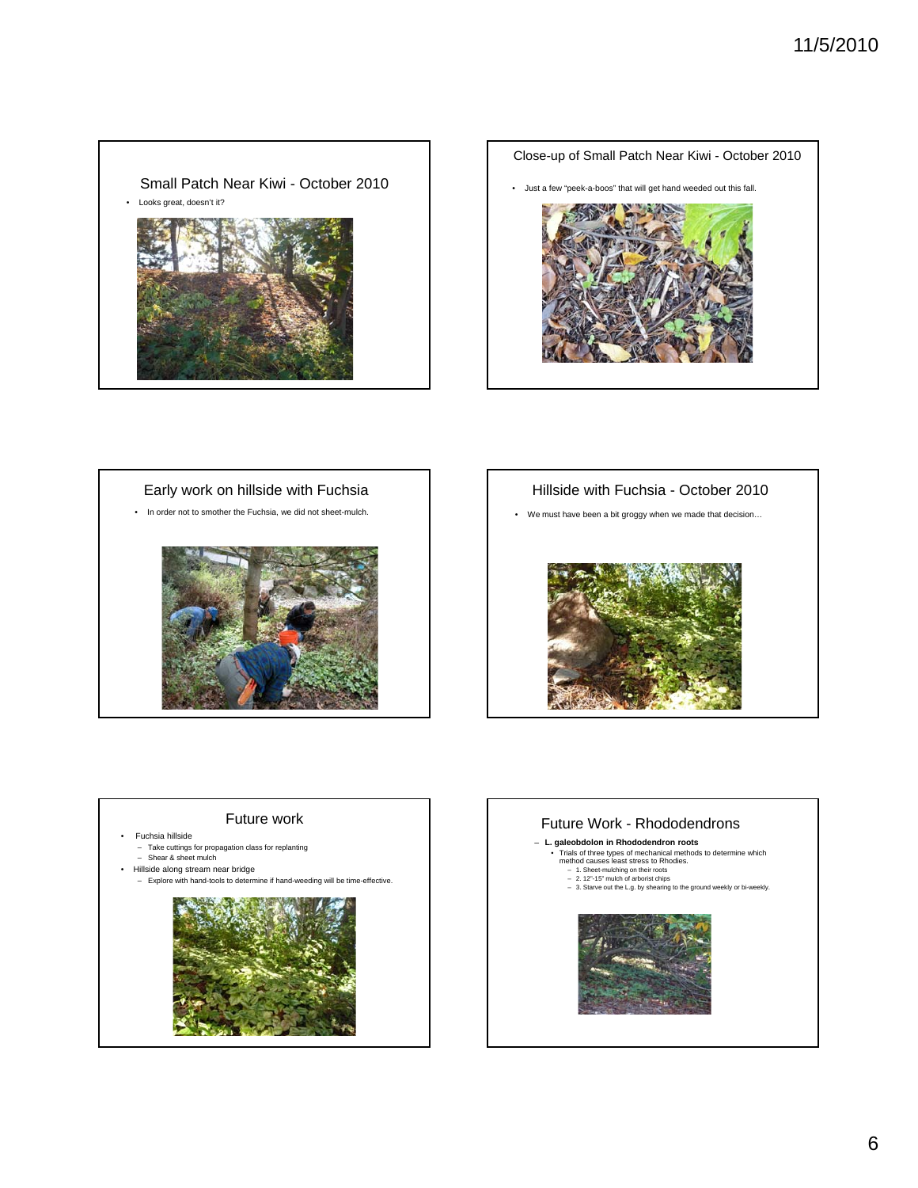## Small Patch Near Kiwi - October 2010

- Looks great, doesn't it?

## Close-up of Small Patch Near Kiwi - October 2010

- Just a few "peek-a-boos" that will get hand weeded out this fall.

## Early work on hillside with Fuchsia

- In order not to smother the Fuchsia, we did not sheet-mulch.

## Hillside with Fuchsia - October 2010

- We must have been a bit groggy when we made that decision…

## Future work

- Fuchsia hillside
  - Take cuttings for propagation class for replanting
  - Shear & sheet mulch
- Hillside along stream near bridge
  - Explore with hand-tools to determine if hand-weeding will be time-effective.

## Future Work - Rhododendrons

- **L. galeobdolon in Rhododendron roots**
  - Trials of three types of mechanical methods to determine which method causes least stress to Rhodies.
    - 1. Sheet-mulching on their roots
    - 2. 12"-15" mulch of arborist chips
    - 3. Starve out the L.g. by shearing to the ground weekly or bi-weekly.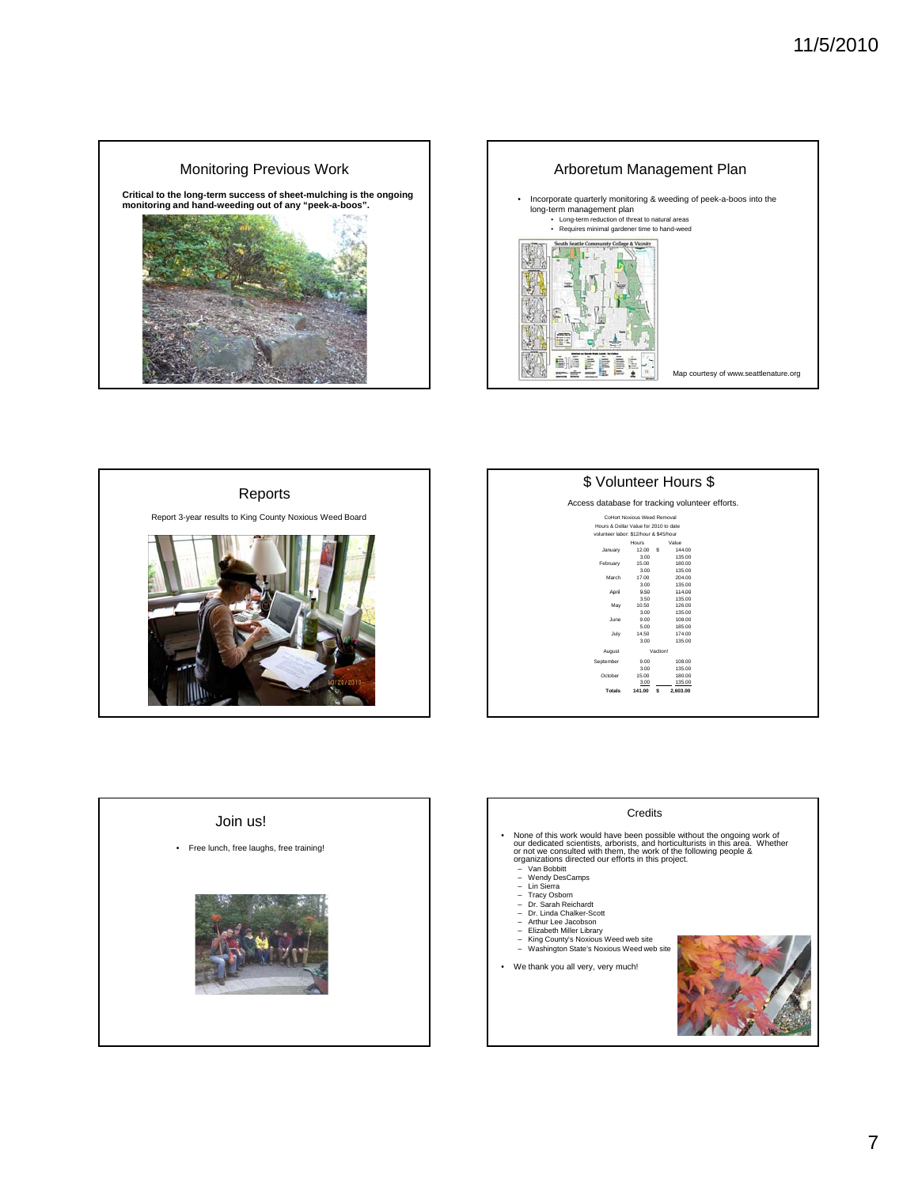## Monitoring Previous Work

**Critical to the long-term success of sheet-mulching is the ongoing monitoring and hand-weeding out of any "peek-a-boos".**

## Arboretum Management Plan

- Incorporate quarterly monitoring & weeding of peek-a-boos into the long-term management plan
  - Long-term reduction of threat to natural areas
  - Requires minimal gardener time to hand-weed

Map courtesy of www.seattlenature.org

## Reports

Report 3-year results to King County Noxious Weed Board

## $ Volunteer Hours $

Access database for tracking volunteer efforts.

CoHort Noxious Weed Removal
Hours & Dollar Value for 2010 to date
volunteer labor: $12/hour & $45/hour

| | Hours | | Value |
|---|---|---|---|
| January | 12.00 | $ | 144.00 |
| | 3.00 | | 135.00 |
| February | 15.00 | | 180.00 |
| | 3.00 | | 135.00 |
| March | 17.00 | | 204.00 |
| | 3.00 | | 135.00 |
| April | 9.50 | | 114.00 |
| | 3.50 | | 135.00 |
| May | 10.50 | | 126.00 |
| | 3.00 | | 135.00 |
| June | 9.00 | | 108.00 |
| | 5.00 | | 185.00 |
| July | 14.50 | | 174.00 |
| | 3.00 | | 135.00 |
| August | Vaction! | | |
| September | 9.00 | | 108.00 |
| | 3.00 | | 135.00 |
| October | 15.00 | | 180.00 |
| | 3.00 | | 135.00 |
| **Totals** | **141.00** | **$** | **2,603.00** |

## Join us!

- Free lunch, free laughs, free training!

## Credits

- None of this work would have been possible without the ongoing work of our dedicated scientists, arborists, and horticulturists in this area. Whether or not we consulted with them, the work of the following people & organizations directed our efforts in this project.
  - Van Bobbitt
  - Wendy DesCamps
  - Lin Sierra
  - Tracy Osborn
  - Dr. Sarah Reichardt
  - Dr. Linda Chalker-Scott
  - Arthur Lee Jacobson
  - Elizabeth Miller Library
  - King County's Noxious Weed web site
  - Washington State's Noxious Weed web site
- We thank you all very, very much!